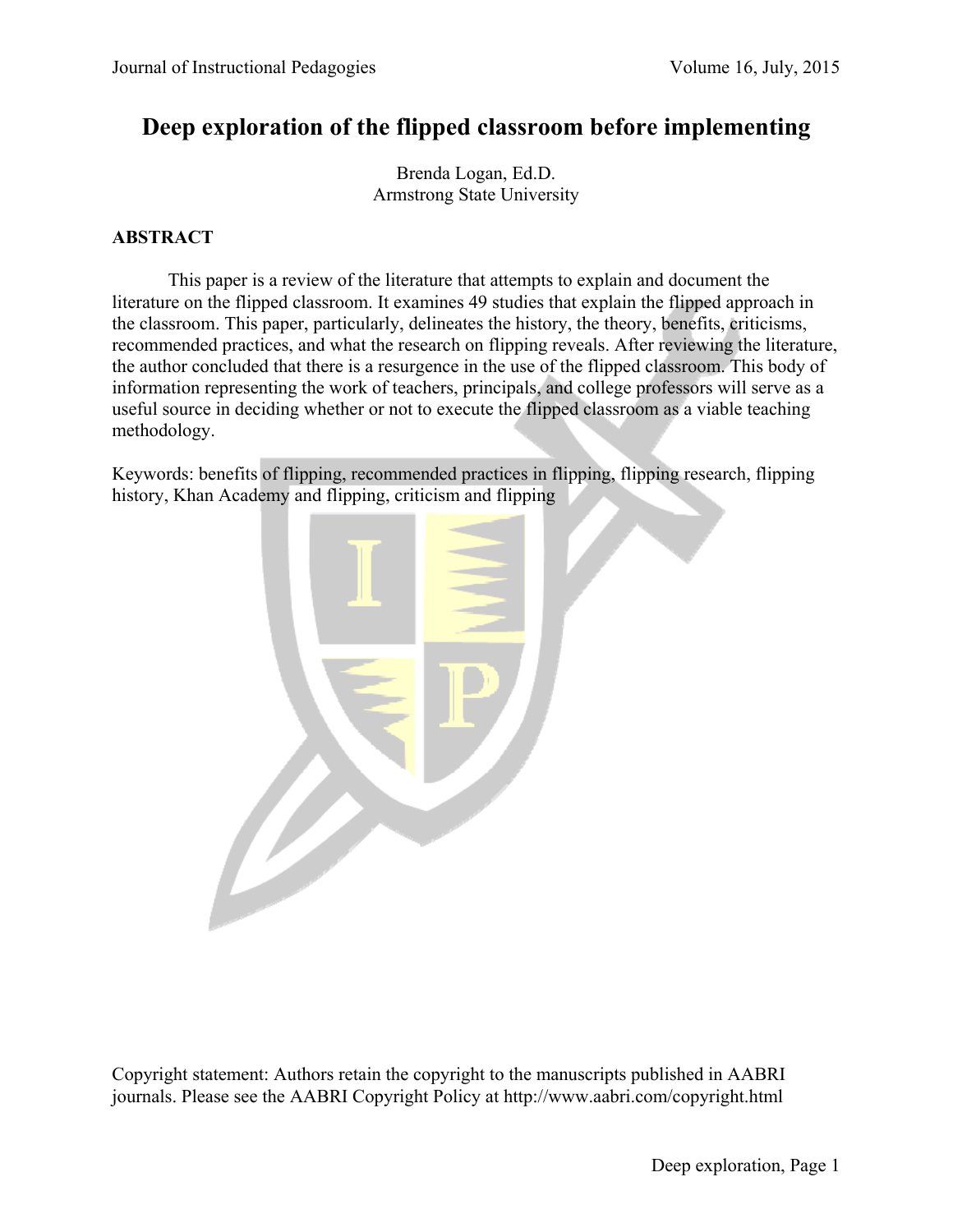# Deep exploration of the flipped classroom before implementing

Brenda Logan, Ed.D.
Armstrong State University

## ABSTRACT

This paper is a review of the literature that attempts to explain and document the literature on the flipped classroom. It examines 49 studies that explain the flipped approach in the classroom. This paper, particularly, delineates the history, the theory, benefits, criticisms, recommended practices, and what the research on flipping reveals. After reviewing the literature, the author concluded that there is a resurgence in the use of the flipped classroom. This body of information representing the work of teachers, principals, and college professors will serve as a useful source in deciding whether or not to execute the flipped classroom as a viable teaching methodology.

Keywords: benefits of flipping, recommended practices in flipping, flipping research, flipping history, Khan Academy and flipping, criticism and flipping

Copyright statement: Authors retain the copyright to the manuscripts published in AABRI journals. Please see the AABRI Copyright Policy at http://www.aabri.com/copyright.html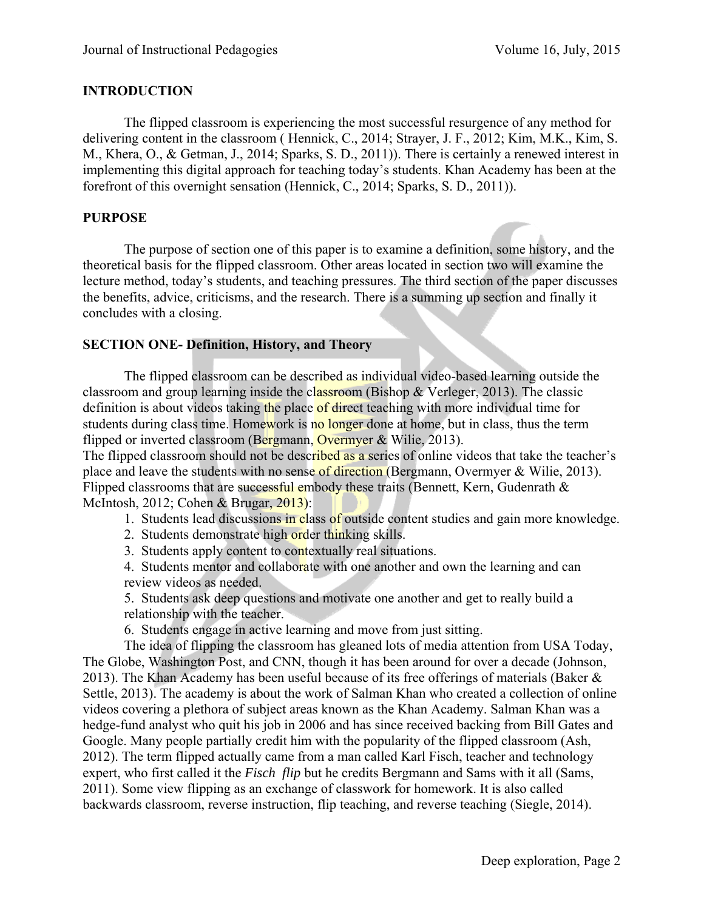## INTRODUCTION

The flipped classroom is experiencing the most successful resurgence of any method for delivering content in the classroom ( Hennick, C., 2014; Strayer, J. F., 2012; Kim, M.K., Kim, S. M., Khera, O., & Getman, J., 2014; Sparks, S. D., 2011)). There is certainly a renewed interest in implementing this digital approach for teaching today's students. Khan Academy has been at the forefront of this overnight sensation (Hennick, C., 2014; Sparks, S. D., 2011)).

## PURPOSE

The purpose of section one of this paper is to examine a definition, some history, and the theoretical basis for the flipped classroom. Other areas located in section two will examine the lecture method, today's students, and teaching pressures. The third section of the paper discusses the benefits, advice, criticisms, and the research. There is a summing up section and finally it concludes with a closing.

## SECTION ONE- Definition, History, and Theory

The flipped classroom can be described as individual video-based learning outside the classroom and group learning inside the classroom (Bishop & Verleger, 2013). The classic definition is about videos taking the place of direct teaching with more individual time for students during class time. Homework is no longer done at home, but in class, thus the term flipped or inverted classroom (Bergmann, Overmyer & Wilie, 2013).

The flipped classroom should not be described as a series of online videos that take the teacher's place and leave the students with no sense of direction (Bergmann, Overmyer & Wilie, 2013). Flipped classrooms that are successful embody these traits (Bennett, Kern, Gudenrath & McIntosh, 2012; Cohen & Brugar, 2013):

1. Students lead discussions in class of outside content studies and gain more knowledge.
2. Students demonstrate high order thinking skills.
3. Students apply content to contextually real situations.
4. Students mentor and collaborate with one another and own the learning and can review videos as needed.
5. Students ask deep questions and motivate one another and get to really build a relationship with the teacher.
6. Students engage in active learning and move from just sitting.

The idea of flipping the classroom has gleaned lots of media attention from USA Today, The Globe, Washington Post, and CNN, though it has been around for over a decade (Johnson, 2013). The Khan Academy has been useful because of its free offerings of materials (Baker & Settle, 2013). The academy is about the work of Salman Khan who created a collection of online videos covering a plethora of subject areas known as the Khan Academy. Salman Khan was a hedge-fund analyst who quit his job in 2006 and has since received backing from Bill Gates and Google. Many people partially credit him with the popularity of the flipped classroom (Ash, 2012). The term flipped actually came from a man called Karl Fisch, teacher and technology expert, who first called it the *Fisch flip* but he credits Bergmann and Sams with it all (Sams, 2011). Some view flipping as an exchange of classwork for homework. It is also called backwards classroom, reverse instruction, flip teaching, and reverse teaching (Siegle, 2014).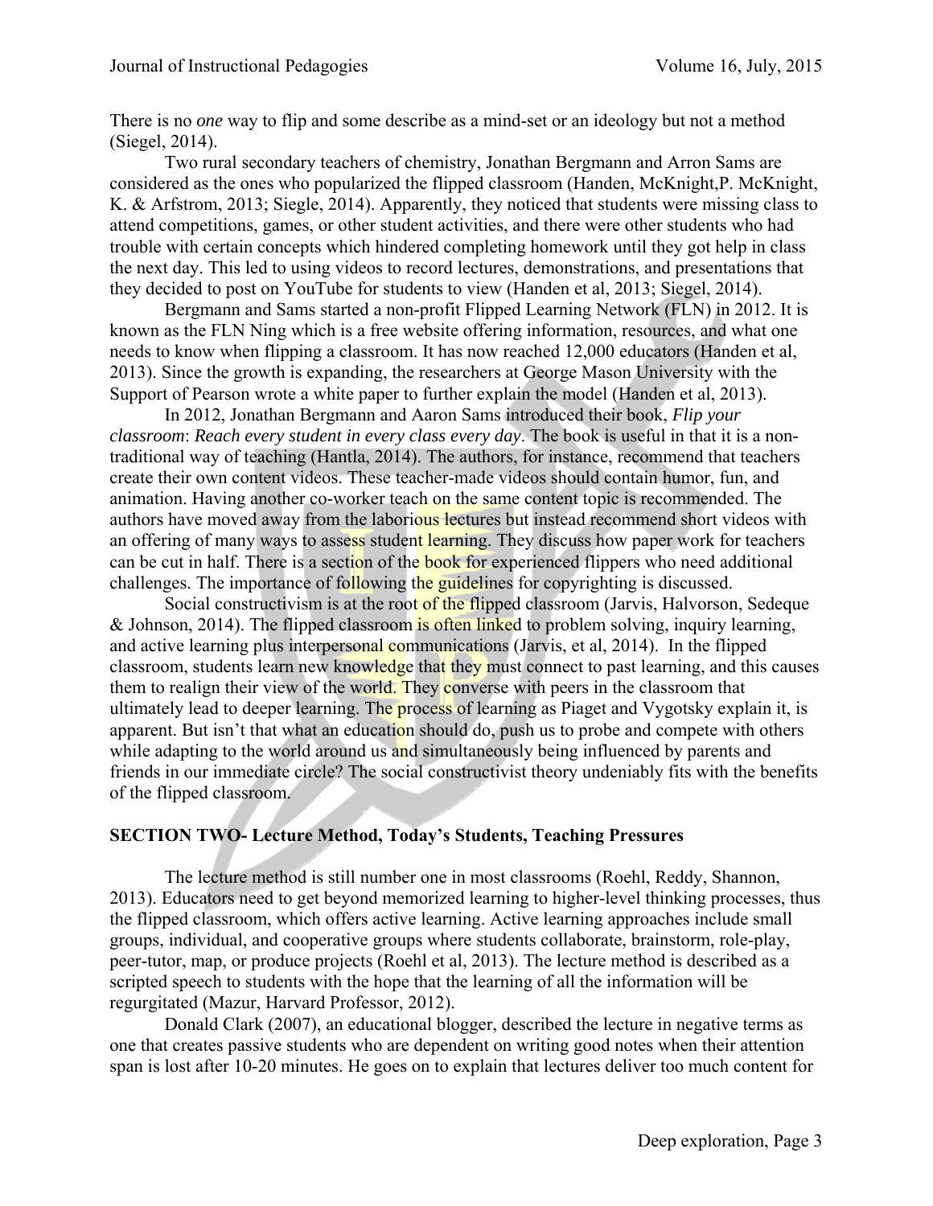There is no *one* way to flip and some describe as a mind-set or an ideology but not a method (Siegel, 2014).

Two rural secondary teachers of chemistry, Jonathan Bergmann and Arron Sams are considered as the ones who popularized the flipped classroom (Handen, McKnight,P. McKnight, K. & Arfstrom, 2013; Siegle, 2014). Apparently, they noticed that students were missing class to attend competitions, games, or other student activities, and there were other students who had trouble with certain concepts which hindered completing homework until they got help in class the next day. This led to using videos to record lectures, demonstrations, and presentations that they decided to post on YouTube for students to view (Handen et al, 2013; Siegel, 2014).

Bergmann and Sams started a non-profit Flipped Learning Network (FLN) in 2012. It is known as the FLN Ning which is a free website offering information, resources, and what one needs to know when flipping a classroom. It has now reached 12,000 educators (Handen et al, 2013). Since the growth is expanding, the researchers at George Mason University with the Support of Pearson wrote a white paper to further explain the model (Handen et al, 2013).

In 2012, Jonathan Bergmann and Aaron Sams introduced their book, *Flip your classroom*: *Reach every student in every class every day*. The book is useful in that it is a non-traditional way of teaching (Hantla, 2014). The authors, for instance, recommend that teachers create their own content videos. These teacher-made videos should contain humor, fun, and animation. Having another co-worker teach on the same content topic is recommended. The authors have moved away from the laborious lectures but instead recommend short videos with an offering of many ways to assess student learning. They discuss how paper work for teachers can be cut in half. There is a section of the book for experienced flippers who need additional challenges. The importance of following the guidelines for copyrighting is discussed.

Social constructivism is at the root of the flipped classroom (Jarvis, Halvorson, Sedeque & Johnson, 2014). The flipped classroom is often linked to problem solving, inquiry learning, and active learning plus interpersonal communications (Jarvis, et al, 2014). In the flipped classroom, students learn new knowledge that they must connect to past learning, and this causes them to realign their view of the world. They converse with peers in the classroom that ultimately lead to deeper learning. The process of learning as Piaget and Vygotsky explain it, is apparent. But isn't that what an education should do, push us to probe and compete with others while adapting to the world around us and simultaneously being influenced by parents and friends in our immediate circle? The social constructivist theory undeniably fits with the benefits of the flipped classroom.

## SECTION TWO- Lecture Method, Today's Students, Teaching Pressures

The lecture method is still number one in most classrooms (Roehl, Reddy, Shannon, 2013). Educators need to get beyond memorized learning to higher-level thinking processes, thus the flipped classroom, which offers active learning. Active learning approaches include small groups, individual, and cooperative groups where students collaborate, brainstorm, role-play, peer-tutor, map, or produce projects (Roehl et al, 2013). The lecture method is described as a scripted speech to students with the hope that the learning of all the information will be regurgitated (Mazur, Harvard Professor, 2012).

Donald Clark (2007), an educational blogger, described the lecture in negative terms as one that creates passive students who are dependent on writing good notes when their attention span is lost after 10-20 minutes. He goes on to explain that lectures deliver too much content for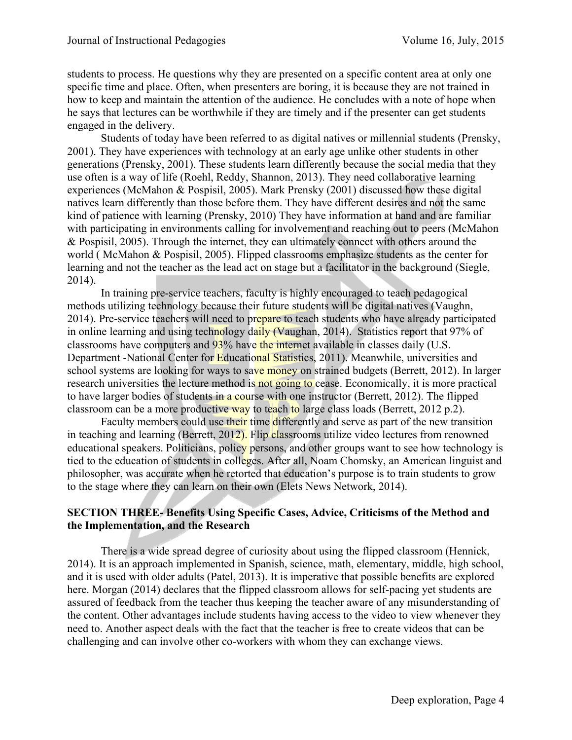students to process. He questions why they are presented on a specific content area at only one specific time and place. Often, when presenters are boring, it is because they are not trained in how to keep and maintain the attention of the audience. He concludes with a note of hope when he says that lectures can be worthwhile if they are timely and if the presenter can get students engaged in the delivery.

Students of today have been referred to as digital natives or millennial students (Prensky, 2001). They have experiences with technology at an early age unlike other students in other generations (Prensky, 2001). These students learn differently because the social media that they use often is a way of life (Roehl, Reddy, Shannon, 2013). They need collaborative learning experiences (McMahon & Pospisil, 2005). Mark Prensky (2001) discussed how these digital natives learn differently than those before them. They have different desires and not the same kind of patience with learning (Prensky, 2010) They have information at hand and are familiar with participating in environments calling for involvement and reaching out to peers (McMahon & Pospisil, 2005). Through the internet, they can ultimately connect with others around the world ( McMahon & Pospisil, 2005). Flipped classrooms emphasize students as the center for learning and not the teacher as the lead act on stage but a facilitator in the background (Siegle, 2014).

In training pre-service teachers, faculty is highly encouraged to teach pedagogical methods utilizing technology because their future students will be digital natives (Vaughn, 2014). Pre-service teachers will need to prepare to teach students who have already participated in online learning and using technology daily (Vaughan, 2014). Statistics report that 97% of classrooms have computers and 93% have the internet available in classes daily (U.S. Department -National Center for Educational Statistics, 2011). Meanwhile, universities and school systems are looking for ways to save money on strained budgets (Berrett, 2012). In larger research universities the lecture method is not going to cease. Economically, it is more practical to have larger bodies of students in a course with one instructor (Berrett, 2012). The flipped classroom can be a more productive way to teach to large class loads (Berrett, 2012 p.2).

Faculty members could use their time differently and serve as part of the new transition in teaching and learning (Berrett, 2012). Flip classrooms utilize video lectures from renowned educational speakers. Politicians, policy persons, and other groups want to see how technology is tied to the education of students in colleges. After all, Noam Chomsky, an American linguist and philosopher, was accurate when he retorted that education's purpose is to train students to grow to the stage where they can learn on their own (Elets News Network, 2014).

## SECTION THREE- Benefits Using Specific Cases, Advice, Criticisms of the Method and the Implementation, and the Research

There is a wide spread degree of curiosity about using the flipped classroom (Hennick, 2014). It is an approach implemented in Spanish, science, math, elementary, middle, high school, and it is used with older adults (Patel, 2013). It is imperative that possible benefits are explored here. Morgan (2014) declares that the flipped classroom allows for self-pacing yet students are assured of feedback from the teacher thus keeping the teacher aware of any misunderstanding of the content. Other advantages include students having access to the video to view whenever they need to. Another aspect deals with the fact that the teacher is free to create videos that can be challenging and can involve other co-workers with whom they can exchange views.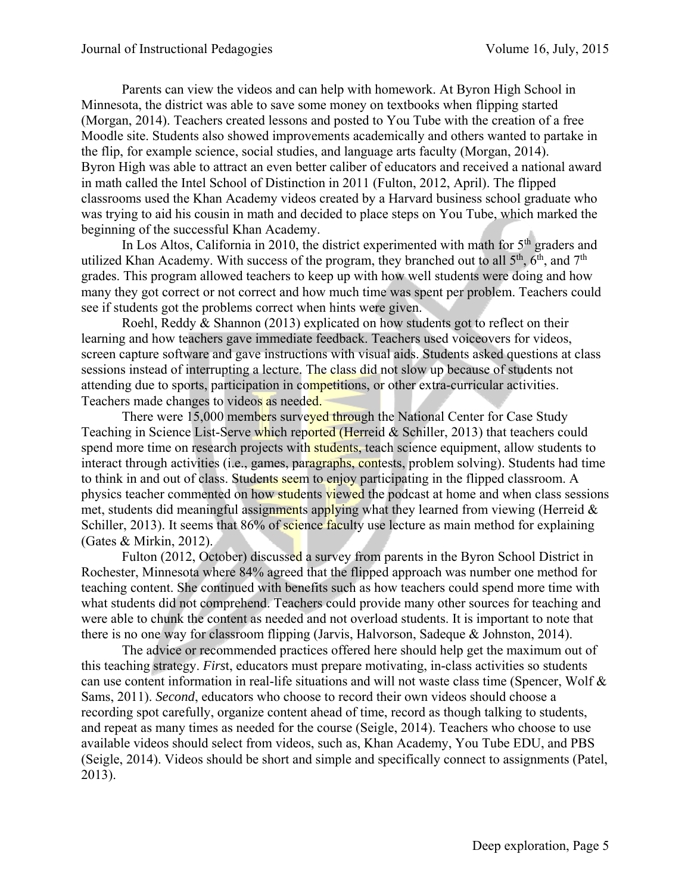Parents can view the videos and can help with homework. At Byron High School in Minnesota, the district was able to save some money on textbooks when flipping started (Morgan, 2014). Teachers created lessons and posted to You Tube with the creation of a free Moodle site. Students also showed improvements academically and others wanted to partake in the flip, for example science, social studies, and language arts faculty (Morgan, 2014). Byron High was able to attract an even better caliber of educators and received a national award in math called the Intel School of Distinction in 2011 (Fulton, 2012, April). The flipped classrooms used the Khan Academy videos created by a Harvard business school graduate who was trying to aid his cousin in math and decided to place steps on You Tube, which marked the beginning of the successful Khan Academy.

In Los Altos, California in 2010, the district experimented with math for 5th graders and utilized Khan Academy. With success of the program, they branched out to all 5th, 6th, and 7th grades. This program allowed teachers to keep up with how well students were doing and how many they got correct or not correct and how much time was spent per problem. Teachers could see if students got the problems correct when hints were given.

Roehl, Reddy & Shannon (2013) explicated on how students got to reflect on their learning and how teachers gave immediate feedback. Teachers used voiceovers for videos, screen capture software and gave instructions with visual aids. Students asked questions at class sessions instead of interrupting a lecture. The class did not slow up because of students not attending due to sports, participation in competitions, or other extra-curricular activities. Teachers made changes to videos as needed.

There were 15,000 members surveyed through the National Center for Case Study Teaching in Science List-Serve which reported (Herreid & Schiller, 2013) that teachers could spend more time on research projects with students, teach science equipment, allow students to interact through activities (i.e., games, paragraphs, contests, problem solving). Students had time to think in and out of class. Students seem to enjoy participating in the flipped classroom. A physics teacher commented on how students viewed the podcast at home and when class sessions met, students did meaningful assignments applying what they learned from viewing (Herreid & Schiller, 2013). It seems that 86% of science faculty use lecture as main method for explaining (Gates & Mirkin, 2012).

Fulton (2012, October) discussed a survey from parents in the Byron School District in Rochester, Minnesota where 84% agreed that the flipped approach was number one method for teaching content. She continued with benefits such as how teachers could spend more time with what students did not comprehend. Teachers could provide many other sources for teaching and were able to chunk the content as needed and not overload students. It is important to note that there is no one way for classroom flipping (Jarvis, Halvorson, Sadeque & Johnston, 2014).

The advice or recommended practices offered here should help get the maximum out of this teaching strategy. *First*, educators must prepare motivating, in-class activities so students can use content information in real-life situations and will not waste class time (Spencer, Wolf & Sams, 2011). *Second*, educators who choose to record their own videos should choose a recording spot carefully, organize content ahead of time, record as though talking to students, and repeat as many times as needed for the course (Seigle, 2014). Teachers who choose to use available videos should select from videos, such as, Khan Academy, You Tube EDU, and PBS (Seigle, 2014). Videos should be short and simple and specifically connect to assignments (Patel, 2013).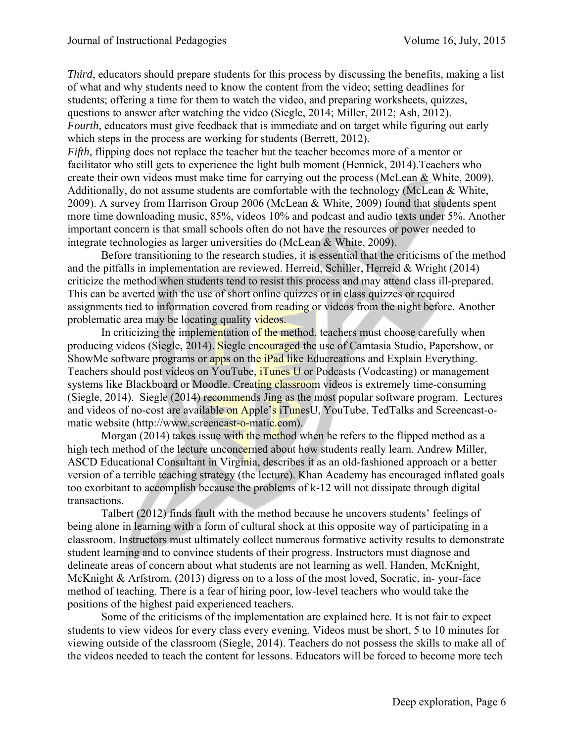*Third*, educators should prepare students for this process by discussing the benefits, making a list of what and why students need to know the content from the video; setting deadlines for students; offering a time for them to watch the video, and preparing worksheets, quizzes, questions to answer after watching the video (Siegle, 2014; Miller, 2012; Ash, 2012).
*Fourth*, educators must give feedback that is immediate and on target while figuring out early which steps in the process are working for students (Berrett, 2012).
*Fifth*, flipping does not replace the teacher but the teacher becomes more of a mentor or facilitator who still gets to experience the light bulb moment (Hennick, 2014).Teachers who create their own videos must make time for carrying out the process (McLean & White, 2009). Additionally, do not assume students are comfortable with the technology (McLean & White, 2009). A survey from Harrison Group 2006 (McLean & White, 2009) found that students spent more time downloading music, 85%, videos 10% and podcast and audio texts under 5%. Another important concern is that small schools often do not have the resources or power needed to integrate technologies as larger universities do (McLean & White, 2009).

Before transitioning to the research studies, it is essential that the criticisms of the method and the pitfalls in implementation are reviewed. Herreid, Schiller, Herreid & Wright (2014) criticize the method when students tend to resist this process and may attend class ill-prepared. This can be averted with the use of short online quizzes or in class quizzes or required assignments tied to information covered from reading or videos from the night before. Another problematic area may be locating quality videos.

In criticizing the implementation of the method, teachers must choose carefully when producing videos (Siegle, 2014). Siegle encouraged the use of Camtasia Studio, Papershow, or ShowMe software programs or apps on the iPad like Educreations and Explain Everything. Teachers should post videos on YouTube, iTunes U or Podcasts (Vodcasting) or management systems like Blackboard or Moodle. Creating classroom videos is extremely time-consuming (Siegle, 2014). Siegle (2014) recommends Jing as the most popular software program. Lectures and videos of no-cost are available on Apple's iTunesU, YouTube, TedTalks and Screencast-o-matic website (http://www.screencast-o-matic.com).

Morgan (2014) takes issue with the method when he refers to the flipped method as a high tech method of the lecture unconcerned about how students really learn. Andrew Miller, ASCD Educational Consultant in Virginia, describes it as an old-fashioned approach or a better version of a terrible teaching strategy (the lecture). Khan Academy has encouraged inflated goals too exorbitant to accomplish because the problems of k-12 will not dissipate through digital transactions.

Talbert (2012) finds fault with the method because he uncovers students' feelings of being alone in learning with a form of cultural shock at this opposite way of participating in a classroom. Instructors must ultimately collect numerous formative activity results to demonstrate student learning and to convince students of their progress. Instructors must diagnose and delineate areas of concern about what students are not learning as well. Handen, McKnight, McKnight & Arfstrom, (2013) digress on to a loss of the most loved, Socratic, in- your-face method of teaching. There is a fear of hiring poor, low-level teachers who would take the positions of the highest paid experienced teachers.

Some of the criticisms of the implementation are explained here. It is not fair to expect students to view videos for every class every evening. Videos must be short, 5 to 10 minutes for viewing outside of the classroom (Siegle, 2014). Teachers do not possess the skills to make all of the videos needed to teach the content for lessons. Educators will be forced to become more tech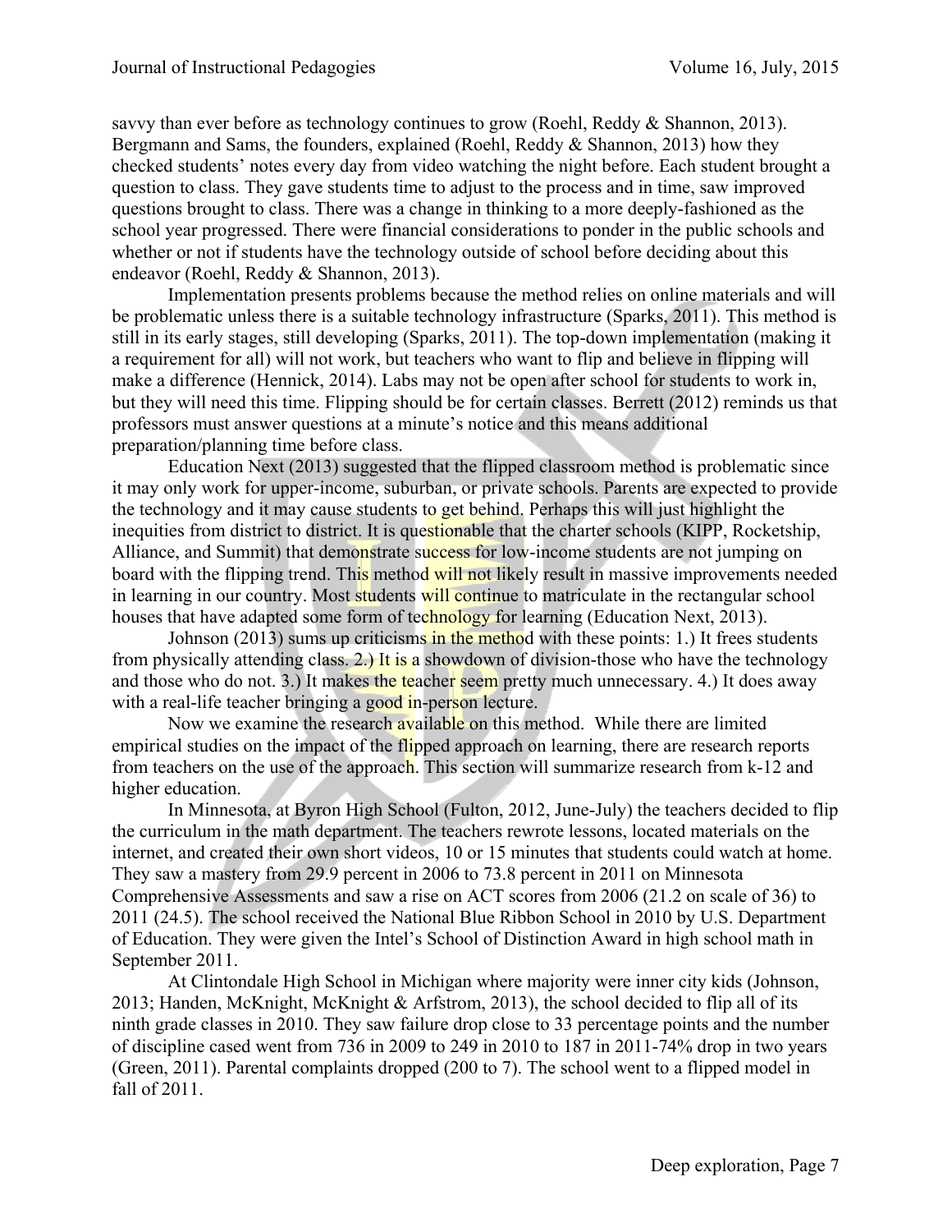savvy than ever before as technology continues to grow (Roehl, Reddy & Shannon, 2013). Bergmann and Sams, the founders, explained (Roehl, Reddy & Shannon, 2013) how they checked students' notes every day from video watching the night before. Each student brought a question to class. They gave students time to adjust to the process and in time, saw improved questions brought to class. There was a change in thinking to a more deeply-fashioned as the school year progressed. There were financial considerations to ponder in the public schools and whether or not if students have the technology outside of school before deciding about this endeavor (Roehl, Reddy & Shannon, 2013).

Implementation presents problems because the method relies on online materials and will be problematic unless there is a suitable technology infrastructure (Sparks, 2011). This method is still in its early stages, still developing (Sparks, 2011). The top-down implementation (making it a requirement for all) will not work, but teachers who want to flip and believe in flipping will make a difference (Hennick, 2014). Labs may not be open after school for students to work in, but they will need this time. Flipping should be for certain classes. Berrett (2012) reminds us that professors must answer questions at a minute's notice and this means additional preparation/planning time before class.

Education Next (2013) suggested that the flipped classroom method is problematic since it may only work for upper-income, suburban, or private schools. Parents are expected to provide the technology and it may cause students to get behind. Perhaps this will just highlight the inequities from district to district. It is questionable that the charter schools (KIPP, Rocketship, Alliance, and Summit) that demonstrate success for low-income students are not jumping on board with the flipping trend. This method will not likely result in massive improvements needed in learning in our country. Most students will continue to matriculate in the rectangular school houses that have adapted some form of technology for learning (Education Next, 2013).

Johnson (2013) sums up criticisms in the method with these points: 1.) It frees students from physically attending class. 2.) It is a showdown of division-those who have the technology and those who do not. 3.) It makes the teacher seem pretty much unnecessary. 4.) It does away with a real-life teacher bringing a good in-person lecture.

Now we examine the research available on this method. While there are limited empirical studies on the impact of the flipped approach on learning, there are research reports from teachers on the use of the approach. This section will summarize research from k-12 and higher education.

In Minnesota, at Byron High School (Fulton, 2012, June-July) the teachers decided to flip the curriculum in the math department. The teachers rewrote lessons, located materials on the internet, and created their own short videos, 10 or 15 minutes that students could watch at home. They saw a mastery from 29.9 percent in 2006 to 73.8 percent in 2011 on Minnesota Comprehensive Assessments and saw a rise on ACT scores from 2006 (21.2 on scale of 36) to 2011 (24.5). The school received the National Blue Ribbon School in 2010 by U.S. Department of Education. They were given the Intel's School of Distinction Award in high school math in September 2011.

At Clintondale High School in Michigan where majority were inner city kids (Johnson, 2013; Handen, McKnight, McKnight & Arfstrom, 2013), the school decided to flip all of its ninth grade classes in 2010. They saw failure drop close to 33 percentage points and the number of discipline cased went from 736 in 2009 to 249 in 2010 to 187 in 2011-74% drop in two years (Green, 2011). Parental complaints dropped (200 to 7). The school went to a flipped model in fall of 2011.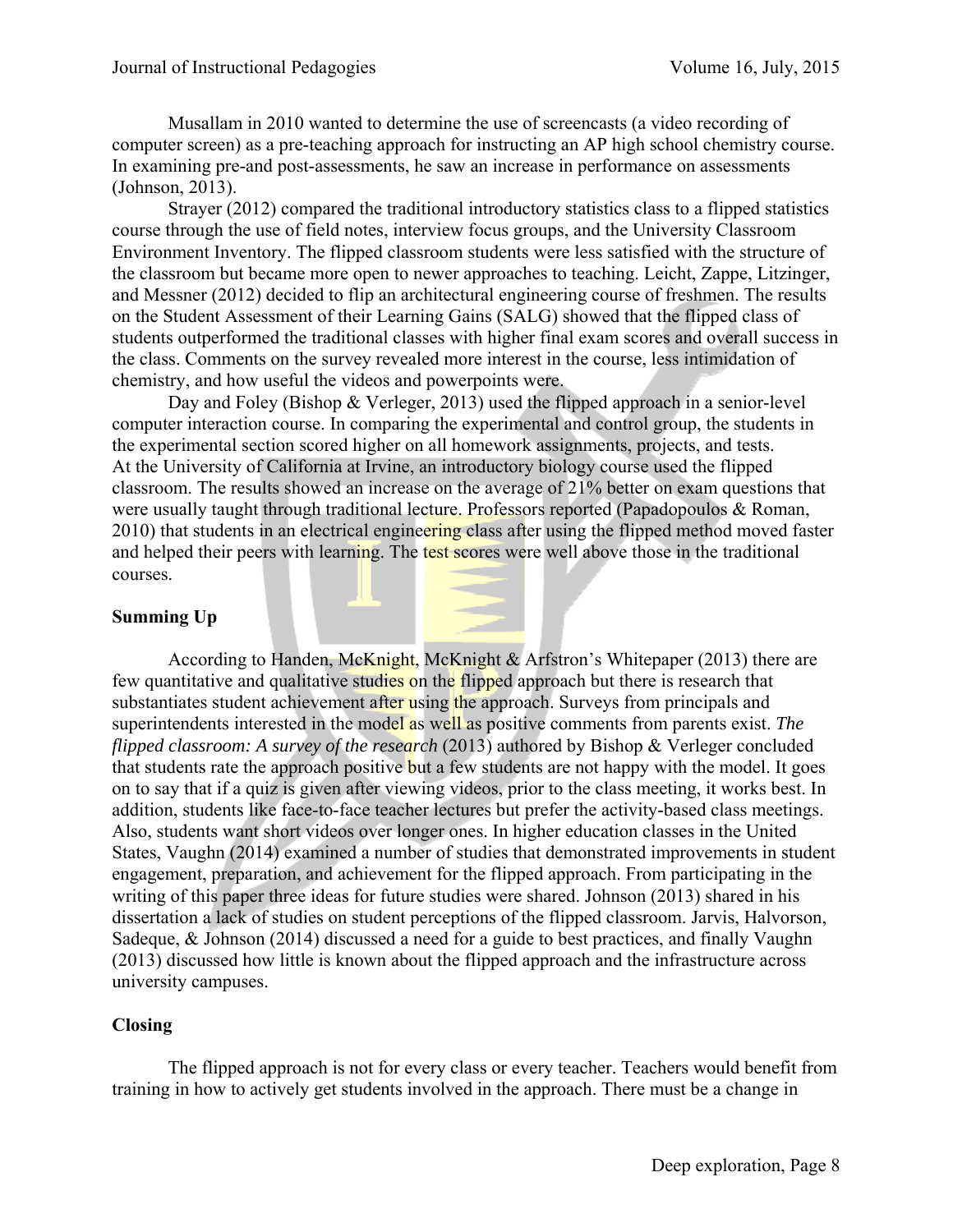Musallam in 2010 wanted to determine the use of screencasts (a video recording of computer screen) as a pre-teaching approach for instructing an AP high school chemistry course. In examining pre-and post-assessments, he saw an increase in performance on assessments (Johnson, 2013).

Strayer (2012) compared the traditional introductory statistics class to a flipped statistics course through the use of field notes, interview focus groups, and the University Classroom Environment Inventory. The flipped classroom students were less satisfied with the structure of the classroom but became more open to newer approaches to teaching. Leicht, Zappe, Litzinger, and Messner (2012) decided to flip an architectural engineering course of freshmen. The results on the Student Assessment of their Learning Gains (SALG) showed that the flipped class of students outperformed the traditional classes with higher final exam scores and overall success in the class. Comments on the survey revealed more interest in the course, less intimidation of chemistry, and how useful the videos and powerpoints were.

Day and Foley (Bishop & Verleger, 2013) used the flipped approach in a senior-level computer interaction course. In comparing the experimental and control group, the students in the experimental section scored higher on all homework assignments, projects, and tests. At the University of California at Irvine, an introductory biology course used the flipped classroom. The results showed an increase on the average of 21% better on exam questions that were usually taught through traditional lecture. Professors reported (Papadopoulos & Roman, 2010) that students in an electrical engineering class after using the flipped method moved faster and helped their peers with learning. The test scores were well above those in the traditional courses.

## Summing Up

According to Handen, McKnight, McKnight & Arfstron's Whitepaper (2013) there are few quantitative and qualitative studies on the flipped approach but there is research that substantiates student achievement after using the approach. Surveys from principals and superintendents interested in the model as well as positive comments from parents exist. *The flipped classroom: A survey of the research* (2013) authored by Bishop & Verleger concluded that students rate the approach positive but a few students are not happy with the model. It goes on to say that if a quiz is given after viewing videos, prior to the class meeting, it works best. In addition, students like face-to-face teacher lectures but prefer the activity-based class meetings. Also, students want short videos over longer ones. In higher education classes in the United States, Vaughn (2014) examined a number of studies that demonstrated improvements in student engagement, preparation, and achievement for the flipped approach. From participating in the writing of this paper three ideas for future studies were shared. Johnson (2013) shared in his dissertation a lack of studies on student perceptions of the flipped classroom. Jarvis, Halvorson, Sadeque, & Johnson (2014) discussed a need for a guide to best practices, and finally Vaughn (2013) discussed how little is known about the flipped approach and the infrastructure across university campuses.

## Closing

The flipped approach is not for every class or every teacher. Teachers would benefit from training in how to actively get students involved in the approach. There must be a change in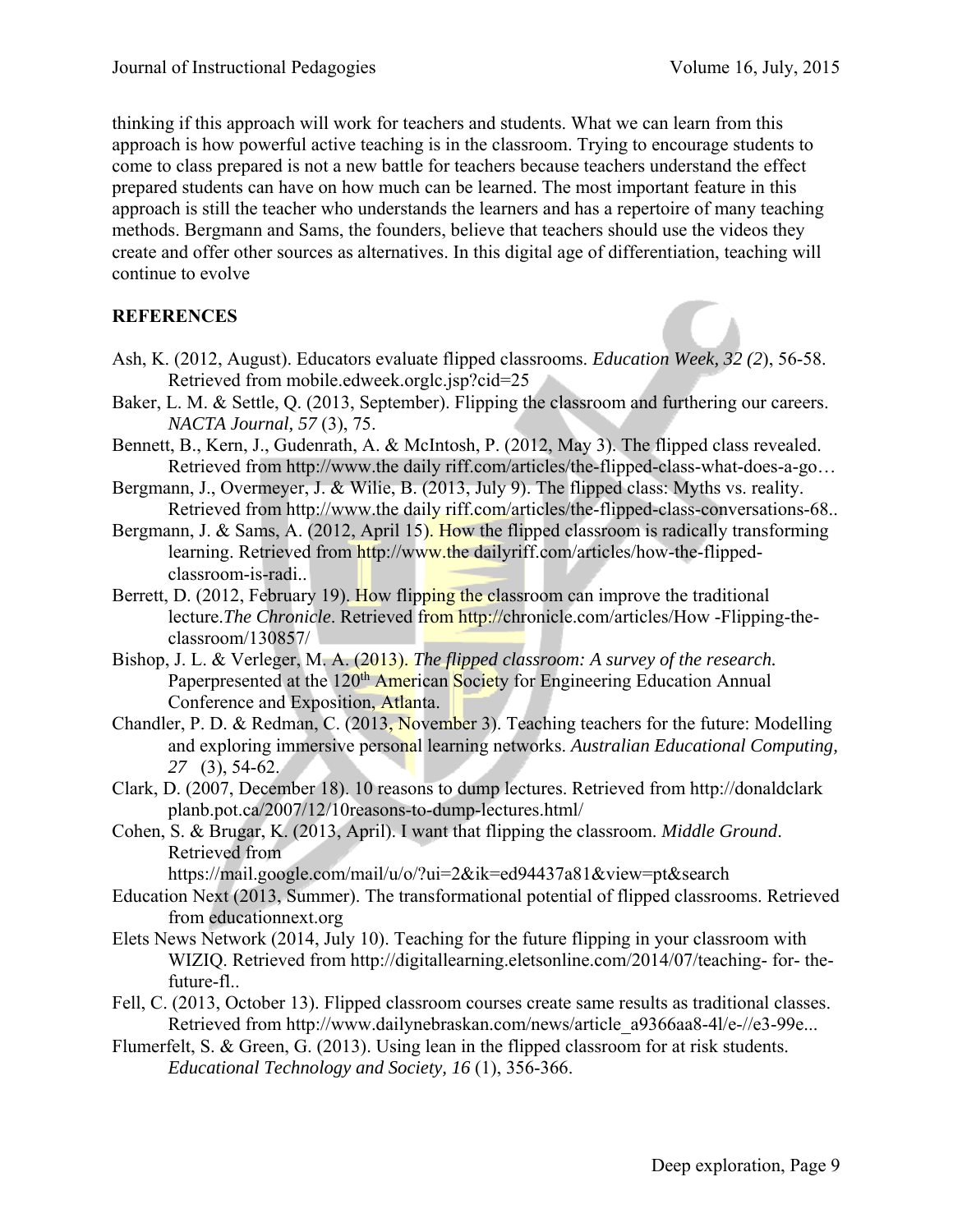thinking if this approach will work for teachers and students. What we can learn from this approach is how powerful active teaching is in the classroom. Trying to encourage students to come to class prepared is not a new battle for teachers because teachers understand the effect prepared students can have on how much can be learned. The most important feature in this approach is still the teacher who understands the learners and has a repertoire of many teaching methods. Bergmann and Sams, the founders, believe that teachers should use the videos they create and offer other sources as alternatives. In this digital age of differentiation, teaching will continue to evolve

## REFERENCES

Ash, K. (2012, August). Educators evaluate flipped classrooms. *Education Week, 32 (2)*, 56-58. Retrieved from mobile.edweek.orglc.jsp?cid=25

Baker, L. M. & Settle, Q. (2013, September). Flipping the classroom and furthering our careers. *NACTA Journal, 57* (3), 75.

Bennett, B., Kern, J., Gudenrath, A. & McIntosh, P. (2012, May 3). The flipped class revealed. Retrieved from http://www.the daily riff.com/articles/the-flipped-class-what-does-a-go…

Bergmann, J., Overmeyer, J. & Wilie, B. (2013, July 9). The flipped class: Myths vs. reality. Retrieved from http://www.the daily riff.com/articles/the-flipped-class-conversations-68..

Bergmann, J. & Sams, A. (2012, April 15). How the flipped classroom is radically transforming learning. Retrieved from http://www.the dailyriff.com/articles/how-the-flipped-classroom-is-radi..

Berrett, D. (2012, February 19). How flipping the classroom can improve the traditional lecture.*The Chronicle*. Retrieved from http://chronicle.com/articles/How -Flipping-the-classroom/130857/

Bishop, J. L. & Verleger, M. A. (2013). *The flipped classroom: A survey of the research.* Paperpresented at the 120th American Society for Engineering Education Annual Conference and Exposition, Atlanta.

Chandler, P. D. & Redman, C. (2013, November 3). Teaching teachers for the future: Modelling and exploring immersive personal learning networks. *Australian Educational Computing, 27* (3), 54-62.

Clark, D. (2007, December 18). 10 reasons to dump lectures. Retrieved from http://donaldclark planb.pot.ca/2007/12/10reasons-to-dump-lectures.html/

Cohen, S. & Brugar, K. (2013, April). I want that flipping the classroom. *Middle Ground*. Retrieved from https://mail.google.com/mail/u/o/?ui=2&ik=ed94437a81&view=pt&search

Education Next (2013, Summer). The transformational potential of flipped classrooms. Retrieved from educationnext.org

Elets News Network (2014, July 10). Teaching for the future flipping in your classroom with WIZIQ. Retrieved from http://digitallearning.eletsonline.com/2014/07/teaching- for- the-future-fl..

Fell, C. (2013, October 13). Flipped classroom courses create same results as traditional classes. Retrieved from http://www.dailynebraskan.com/news/article_a9366aa8-4l/e-//e3-99e...

Flumerfelt, S. & Green, G. (2013). Using lean in the flipped classroom for at risk students. *Educational Technology and Society, 16* (1), 356-366.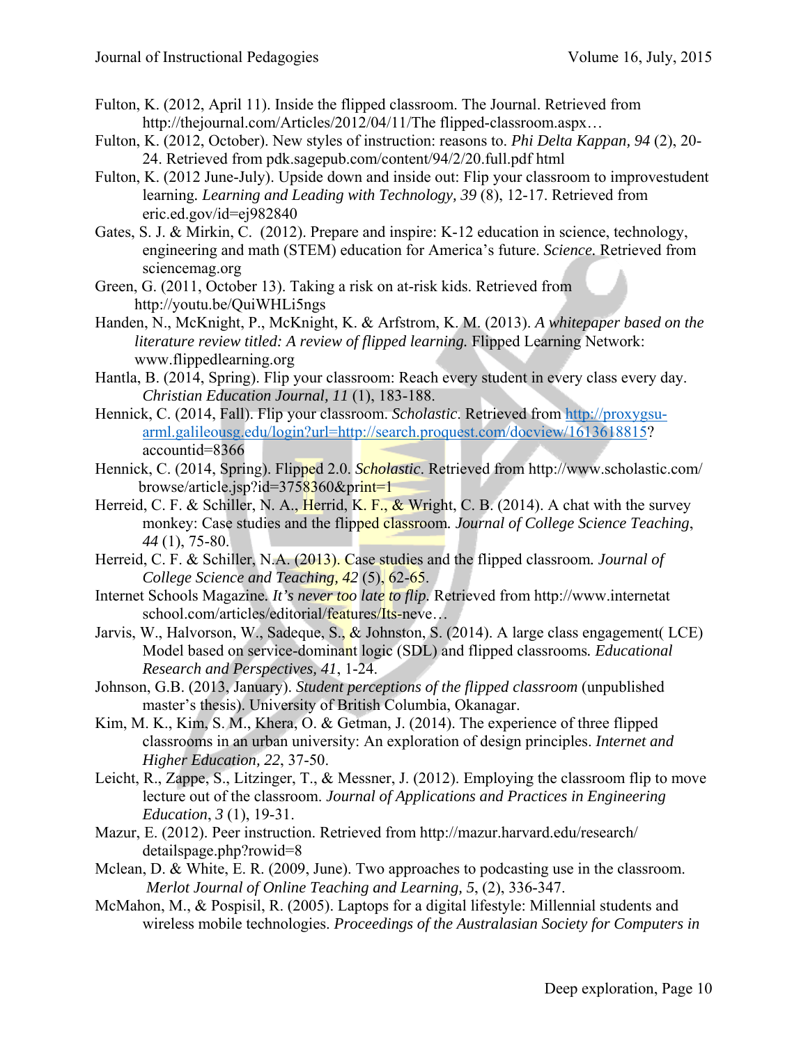Fulton, K. (2012, April 11). Inside the flipped classroom. The Journal. Retrieved from http://thejournal.com/Articles/2012/04/11/The flipped-classroom.aspx…

Fulton, K. (2012, October). New styles of instruction: reasons to. *Phi Delta Kappan, 94* (2), 20-24. Retrieved from pdk.sagepub.com/content/94/2/20.full.pdf html

Fulton, K. (2012 June-July). Upside down and inside out: Flip your classroom to improvestudent learning. *Learning and Leading with Technology, 39* (8), 12-17. Retrieved from eric.ed.gov/id=ej982840

Gates, S. J. & Mirkin, C. (2012). Prepare and inspire: K-12 education in science, technology, engineering and math (STEM) education for America's future. *Science*. Retrieved from sciencemag.org

Green, G. (2011, October 13). Taking a risk on at-risk kids. Retrieved from http://youtu.be/QuiWHLi5ngs

Handen, N., McKnight, P., McKnight, K. & Arfstrom, K. M. (2013). *A whitepaper based on the literature review titled: A review of flipped learning.* Flipped Learning Network: www.flippedlearning.org

Hantla, B. (2014, Spring). Flip your classroom: Reach every student in every class every day. *Christian Education Journal, 11* (1), 183-188.

Hennick, C. (2014, Fall). Flip your classroom. *Scholastic*. Retrieved from http://proxygsu-arml.galileousg.edu/login?url=http://search.proquest.com/docview/1613618815?accountid=8366

Hennick, C. (2014, Spring). Flipped 2.0. *Scholastic*. Retrieved from http://www.scholastic.com/browse/article.jsp?id=3758360&print=1

Herreid, C. F. & Schiller, N. A., Herrid, K. F., & Wright, C. B. (2014). A chat with the survey monkey: Case studies and the flipped classroom*. Journal of College Science Teaching*, *44* (1), 75-80.

Herreid, C. F. & Schiller, N.A. (2013). Case studies and the flipped classroom*. Journal of College Science and Teaching, 42* (5), 62-65.

Internet Schools Magazine. *It's never too late to flip.* Retrieved from http://www.internetat school.com/articles/editorial/features/Its-neve…

Jarvis, W., Halvorson, W., Sadeque, S., & Johnston, S. (2014). A large class engagement( LCE) Model based on service-dominant logic (SDL) and flipped classrooms*. Educational Research and Perspectives, 41*, 1-24.

Johnson, G.B. (2013, January). *Student perceptions of the flipped classroom* (unpublished master's thesis). University of British Columbia, Okanagar.

Kim, M. K., Kim, S. M., Khera, O. & Getman, J. (2014). The experience of three flipped classrooms in an urban university: An exploration of design principles. *Internet and Higher Education, 22*, 37-50.

Leicht, R., Zappe, S., Litzinger, T., & Messner, J. (2012). Employing the classroom flip to move lecture out of the classroom. *Journal of Applications and Practices in Engineering Education*, *3* (1), 19-31.

Mazur, E. (2012). Peer instruction. Retrieved from http://mazur.harvard.edu/research/detailspage.php?rowid=8

Mclean, D. & White, E. R. (2009, June). Two approaches to podcasting use in the classroom. *Merlot Journal of Online Teaching and Learning, 5*, (2), 336-347.

McMahon, M., & Pospisil, R. (2005). Laptops for a digital lifestyle: Millennial students and wireless mobile technologies. *Proceedings of the Australasian Society for Computers in*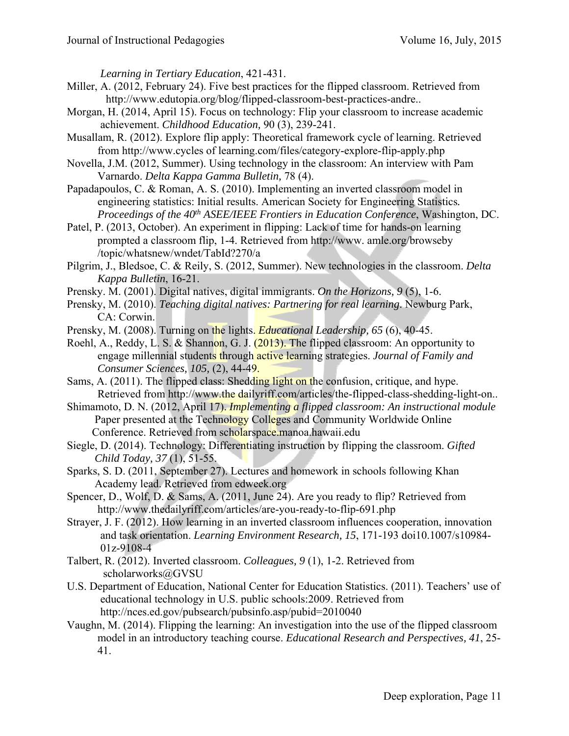*Learning in Tertiary Education*, 421-431.

Miller, A. (2012, February 24). Five best practices for the flipped classroom. Retrieved from http://www.edutopia.org/blog/flipped-classroom-best-practices-andre..

Morgan, H. (2014, April 15). Focus on technology: Flip your classroom to increase academic achievement. *Childhood Education,* 90 (3), 239-241.

Musallam, R. (2012). Explore flip apply: Theoretical framework cycle of learning. Retrieved from http://www.cycles of learning.com/files/category-explore-flip-apply.php

Novella, J.M. (2012, Summer). Using technology in the classroom: An interview with Pam Varnardo. *Delta Kappa Gamma Bulletin,* 78 (4).

Papadapoulos, C. & Roman, A. S. (2010). Implementing an inverted classroom model in engineering statistics: Initial results. American Society for Engineering Statistics. *Proceedings of the 40th ASEE/IEEE Frontiers in Education Conference*, Washington, DC.

Patel, P. (2013, October). An experiment in flipping: Lack of time for hands-on learning prompted a classroom flip, 1-4. Retrieved from http://www. amle.org/browseby /topic/whatsnew/wndet/TabId?270/a

Pilgrim, J., Bledsoe, C. & Reily, S. (2012, Summer). New technologies in the classroom. *Delta Kappa Bulletin*, 16-21.

Prensky. M. (2001). Digital natives, digital immigrants. *On the Horizons, 9* (5), 1-6.

Prensky, M. (2010). *Teaching digital natives: Partnering for real learning*. Newburg Park, CA: Corwin.

Prensky, M. (2008). Turning on the lights. *Educational Leadership, 65* (6), 40-45.

Roehl, A., Reddy, L. S. & Shannon, G. J. (2013). The flipped classroom: An opportunity to engage millennial students through active learning strategies. *Journal of Family and Consumer Sciences, 105,* (2), 44-49.

Sams, A. (2011). The flipped class: Shedding light on the confusion, critique, and hype. Retrieved from http://www.the dailyriff.com/articles/the-flipped-class-shedding-light-on..

Shimamoto, D. N. (2012, April 17). *Implementing a flipped classroom: An instructional module* Paper presented at the Technology Colleges and Community Worldwide Online Conference. Retrieved from scholarspace.manoa.hawaii.edu

Siegle, D. (2014). Technology: Differentiating instruction by flipping the classroom. *Gifted Child Today, 37* (1), 51-55.

Sparks, S. D. (2011, September 27). Lectures and homework in schools following Khan Academy lead. Retrieved from edweek.org

Spencer, D., Wolf, D. & Sams, A. (2011, June 24). Are you ready to flip? Retrieved from http://www.thedailyriff.com/articles/are-you-ready-to-flip-691.php

Strayer, J. F. (2012). How learning in an inverted classroom influences cooperation, innovation and task orientation. *Learning Environment Research, 15*, 171-193 doi10.1007/s10984-01z-9108-4

Talbert, R. (2012). Inverted classroom. *Colleagues, 9* (1), 1-2. Retrieved from scholarworks@GVSU

U.S. Department of Education, National Center for Education Statistics. (2011). Teachers' use of educational technology in U.S. public schools:2009. Retrieved from http://nces.ed.gov/pubsearch/pubsinfo.asp/pubid=2010040

Vaughn, M. (2014). Flipping the learning: An investigation into the use of the flipped classroom model in an introductory teaching course. *Educational Research and Perspectives, 41*, 25-41.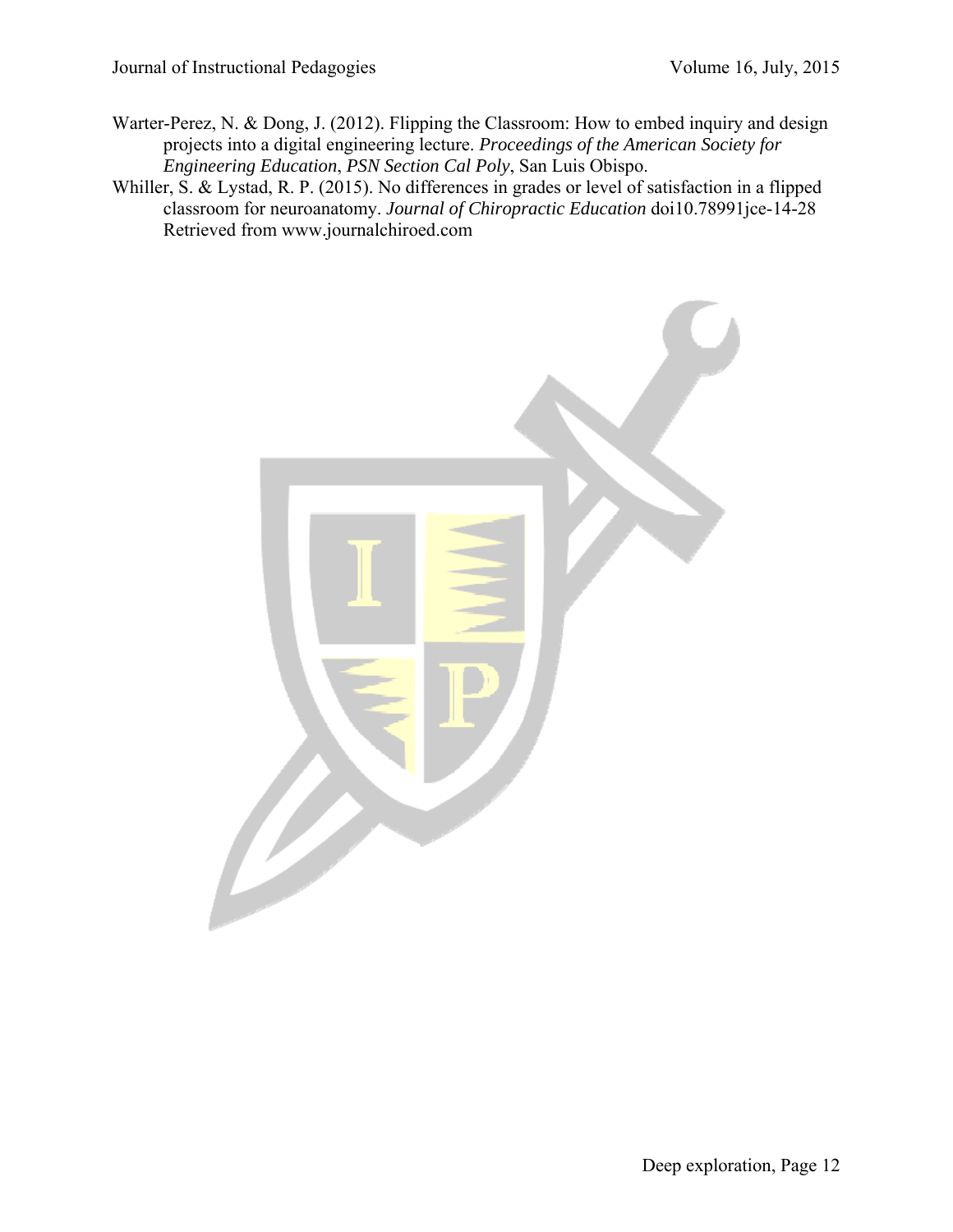Warter-Perez, N. & Dong, J. (2012). Flipping the Classroom: How to embed inquiry and design projects into a digital engineering lecture. *Proceedings of the American Society for Engineering Education*, *PSN Section Cal Poly*, San Luis Obispo.

Whiller, S. & Lystad, R. P. (2015). No differences in grades or level of satisfaction in a flipped classroom for neuroanatomy. *Journal of Chiropractic Education* doi10.78991jce-14-28 Retrieved from www.journalchiroed.com